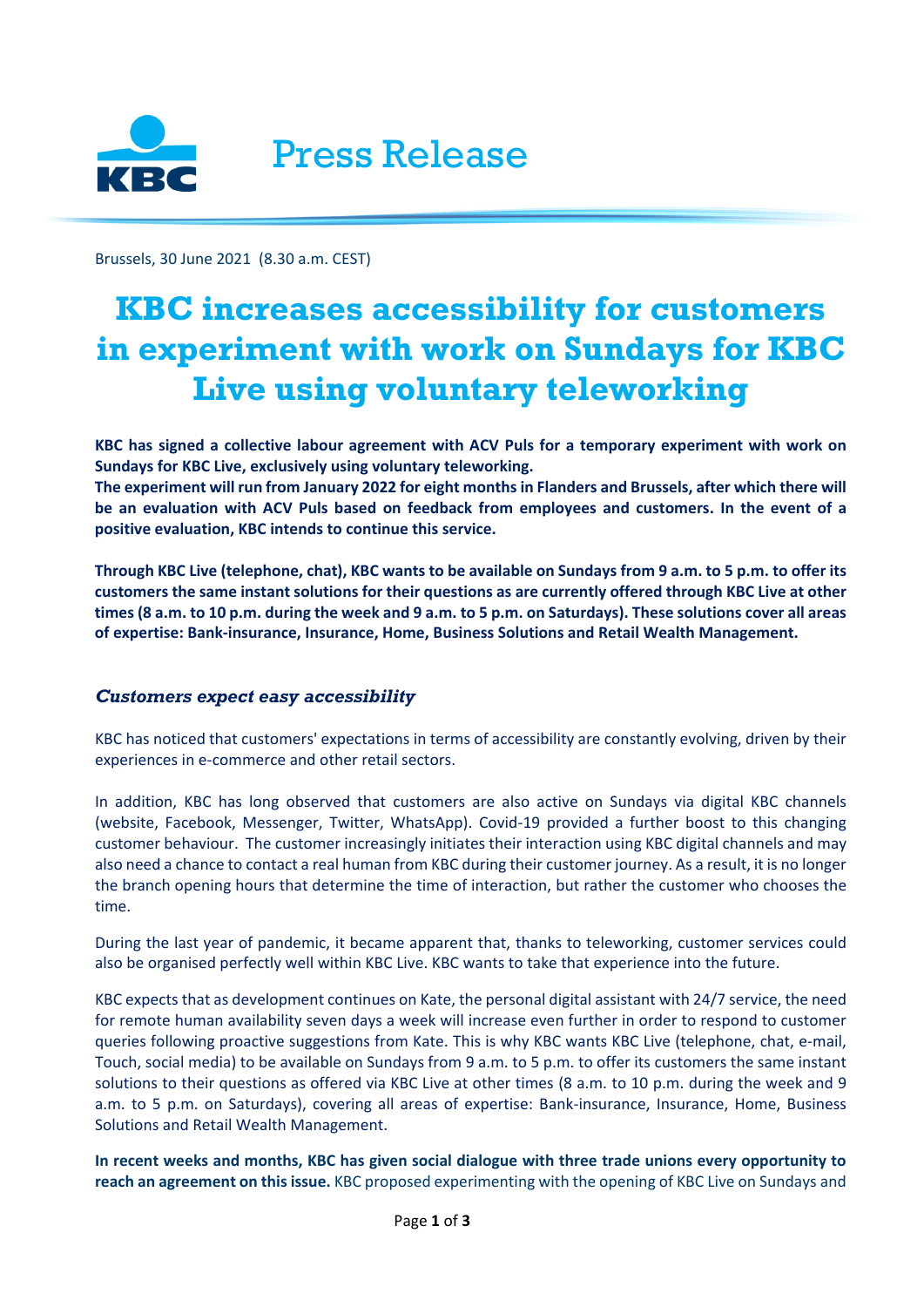Press Release

Brussels, 30 June 2021 (8.30 a.m. CEST)

# KBC increases accessibility for customers in experiment with work on Sundays for KBC Live using voluntary teleworking

**KBC has signed a collective labour agreement with ACV Puls for a temporary experiment with work on Sundays for KBC Live, exclusively using voluntary teleworking.**
**The experiment will run from January 2022 for eight months in Flanders and Brussels, after which there will be an evaluation with ACV Puls based on feedback from employees and customers. In the event of a positive evaluation, KBC intends to continue this service.**

**Through KBC Live (telephone, chat), KBC wants to be available on Sundays from 9 a.m. to 5 p.m. to offer its customers the same instant solutions for their questions as are currently offered through KBC Live at other times (8 a.m. to 10 p.m. during the week and 9 a.m. to 5 p.m. on Saturdays). These solutions cover all areas of expertise: Bank-insurance, Insurance, Home, Business Solutions and Retail Wealth Management.**

## *Customers expect easy accessibility*

KBC has noticed that customers' expectations in terms of accessibility are constantly evolving, driven by their experiences in e-commerce and other retail sectors.

In addition, KBC has long observed that customers are also active on Sundays via digital KBC channels (website, Facebook, Messenger, Twitter, WhatsApp). Covid-19 provided a further boost to this changing customer behaviour. The customer increasingly initiates their interaction using KBC digital channels and may also need a chance to contact a real human from KBC during their customer journey. As a result, it is no longer the branch opening hours that determine the time of interaction, but rather the customer who chooses the time.

During the last year of pandemic, it became apparent that, thanks to teleworking, customer services could also be organised perfectly well within KBC Live. KBC wants to take that experience into the future.

KBC expects that as development continues on Kate, the personal digital assistant with 24/7 service, the need for remote human availability seven days a week will increase even further in order to respond to customer queries following proactive suggestions from Kate. This is why KBC wants KBC Live (telephone, chat, e-mail, Touch, social media) to be available on Sundays from 9 a.m. to 5 p.m. to offer its customers the same instant solutions to their questions as offered via KBC Live at other times (8 a.m. to 10 p.m. during the week and 9 a.m. to 5 p.m. on Saturdays), covering all areas of expertise: Bank-insurance, Insurance, Home, Business Solutions and Retail Wealth Management.

**In recent weeks and months, KBC has given social dialogue with three trade unions every opportunity to reach an agreement on this issue.** KBC proposed experimenting with the opening of KBC Live on Sundays and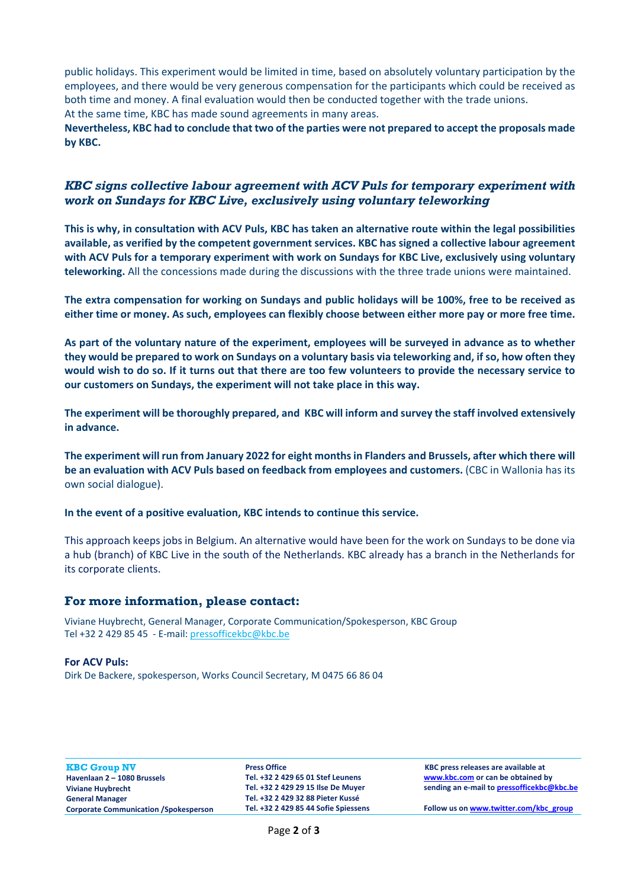public holidays. This experiment would be limited in time, based on absolutely voluntary participation by the employees, and there would be very generous compensation for the participants which could be received as both time and money. A final evaluation would then be conducted together with the trade unions.
At the same time, KBC has made sound agreements in many areas.

**Nevertheless, KBC had to conclude that two of the parties were not prepared to accept the proposals made by KBC.**

## *KBC signs collective labour agreement with ACV Puls for temporary experiment with work on Sundays for KBC Live, exclusively using voluntary teleworking*

**This is why, in consultation with ACV Puls, KBC has taken an alternative route within the legal possibilities available, as verified by the competent government services. KBC has signed a collective labour agreement with ACV Puls for a temporary experiment with work on Sundays for KBC Live, exclusively using voluntary teleworking.** All the concessions made during the discussions with the three trade unions were maintained.

**The extra compensation for working on Sundays and public holidays will be 100%, free to be received as either time or money. As such, employees can flexibly choose between either more pay or more free time.**

**As part of the voluntary nature of the experiment, employees will be surveyed in advance as to whether they would be prepared to work on Sundays on a voluntary basis via teleworking and, if so, how often they would wish to do so. If it turns out that there are too few volunteers to provide the necessary service to our customers on Sundays, the experiment will not take place in this way.**

**The experiment will be thoroughly prepared, and KBC will inform and survey the staff involved extensively in advance.**

**The experiment will run from January 2022 for eight months in Flanders and Brussels, after which there will be an evaluation with ACV Puls based on feedback from employees and customers.** (CBC in Wallonia has its own social dialogue).

**In the event of a positive evaluation, KBC intends to continue this service.**

This approach keeps jobs in Belgium. An alternative would have been for the work on Sundays to be done via a hub (branch) of KBC Live in the south of the Netherlands. KBC already has a branch in the Netherlands for its corporate clients.

## For more information, please contact:

Viviane Huybrecht, General Manager, Corporate Communication/Spokesperson, KBC Group
Tel +32 2 429 85 45 - E-mail: pressofficekbc@kbc.be

**For ACV Puls:**
Dirk De Backere, spokesperson, Works Council Secretary, M 0475 66 86 04

**KBC Group NV**
**Havenlaan 2 – 1080 Brussels**
**Viviane Huybrecht**
**General Manager**
**Corporate Communication /Spokesperson**

**Press Office**
**Tel. +32 2 429 65 01 Stef Leunens**
**Tel. +32 2 429 29 15 Ilse De Muyer**
**Tel. +32 2 429 32 88 Pieter Kussé**
**Tel. +32 2 429 85 44 Sofie Spiessens**

**KBC press releases are available at www.kbc.com or can be obtained by sending an e-mail to pressofficekbc@kbc.be**

**Follow us on www.twitter.com/kbc_group**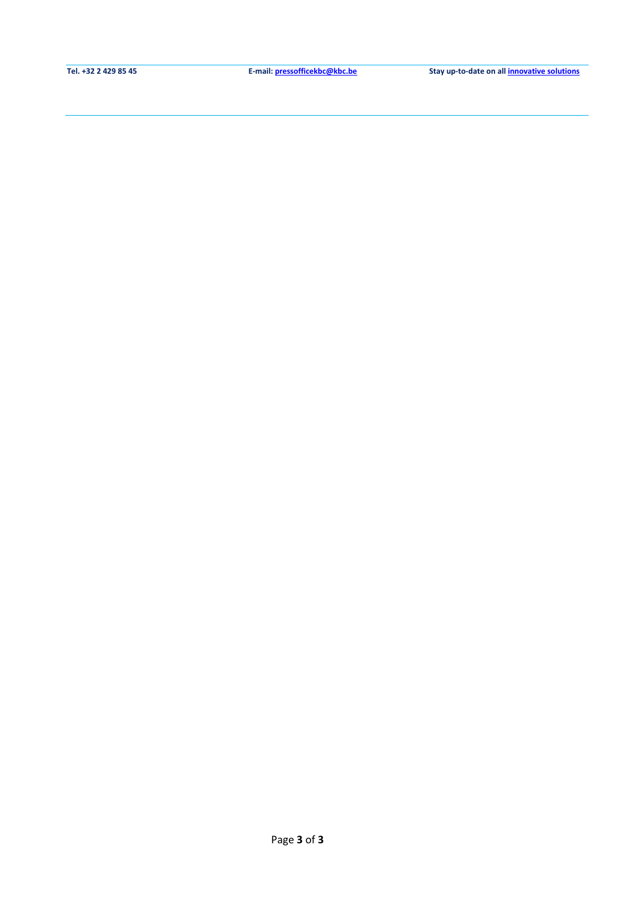**Tel. +32 2 429 85 45** **E-mail: pressofficekbc@kbc.be** **Stay up-to-date on all innovative solutions**